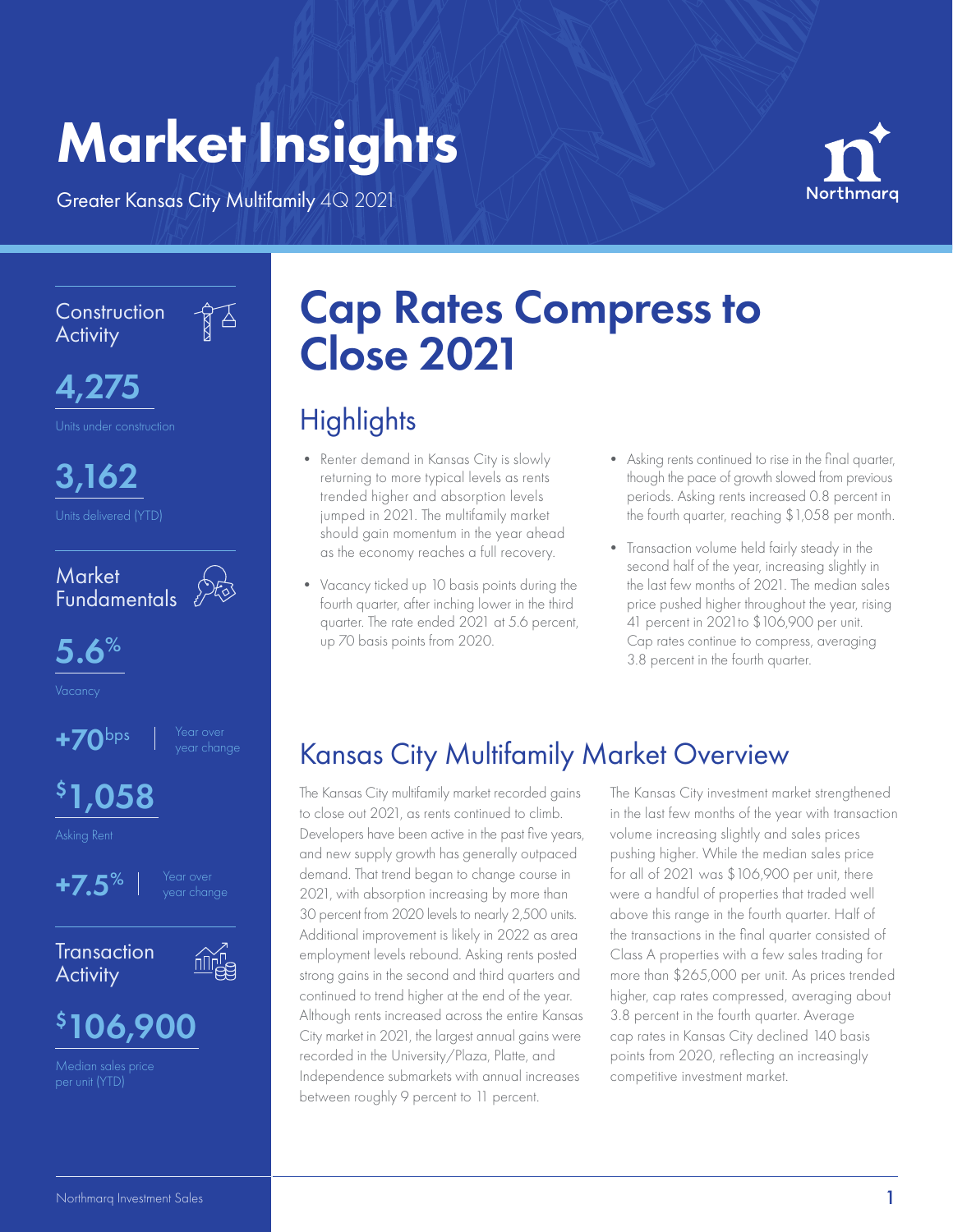# Market Insights

Greater Kansas City Multifamily 4Q 2021

Northmarq

## Construction Activity

**4,275**

Units under construction

**3,162**

Units delivered (YTD)

## Market Fundamentals

**5.6%**

Vacancy

**+70bps** | Year over year change

**$1,058**

Asking Rent

**+7.5%** | Year over year change

## Transaction Activity

**$106,900**

Median sales price per unit (YTD)

# Cap Rates Compress to Close 2021

## Highlights

- Renter demand in Kansas City is slowly returning to more typical levels as rents trended higher and absorption levels jumped in 2021. The multifamily market should gain momentum in the year ahead as the economy reaches a full recovery.
- Vacancy ticked up 10 basis points during the fourth quarter, after inching lower in the third quarter. The rate ended 2021 at 5.6 percent, up 70 basis points from 2020.
- Asking rents continued to rise in the final quarter, though the pace of growth slowed from previous periods. Asking rents increased 0.8 percent in the fourth quarter, reaching $1,058 per month.
- Transaction volume held fairly steady in the second half of the year, increasing slightly in the last few months of 2021. The median sales price pushed higher throughout the year, rising 41 percent in 2021to $106,900 per unit. Cap rates continue to compress, averaging 3.8 percent in the fourth quarter.

## Kansas City Multifamily Market Overview

The Kansas City multifamily market recorded gains to close out 2021, as rents continued to climb. Developers have been active in the past five years, and new supply growth has generally outpaced demand. That trend began to change course in 2021, with absorption increasing by more than 30 percent from 2020 levels to nearly 2,500 units. Additional improvement is likely in 2022 as area employment levels rebound. Asking rents posted strong gains in the second and third quarters and continued to trend higher at the end of the year. Although rents increased across the entire Kansas City market in 2021, the largest annual gains were recorded in the University/Plaza, Platte, and Independence submarkets with annual increases between roughly 9 percent to 11 percent.

The Kansas City investment market strengthened in the last few months of the year with transaction volume increasing slightly and sales prices pushing higher. While the median sales price for all of 2021 was $106,900 per unit, there were a handful of properties that traded well above this range in the fourth quarter. Half of the transactions in the final quarter consisted of Class A properties with a few sales trading for more than $265,000 per unit. As prices trended higher, cap rates compressed, averaging about 3.8 percent in the fourth quarter. Average cap rates in Kansas City declined 140 basis points from 2020, reflecting an increasingly competitive investment market.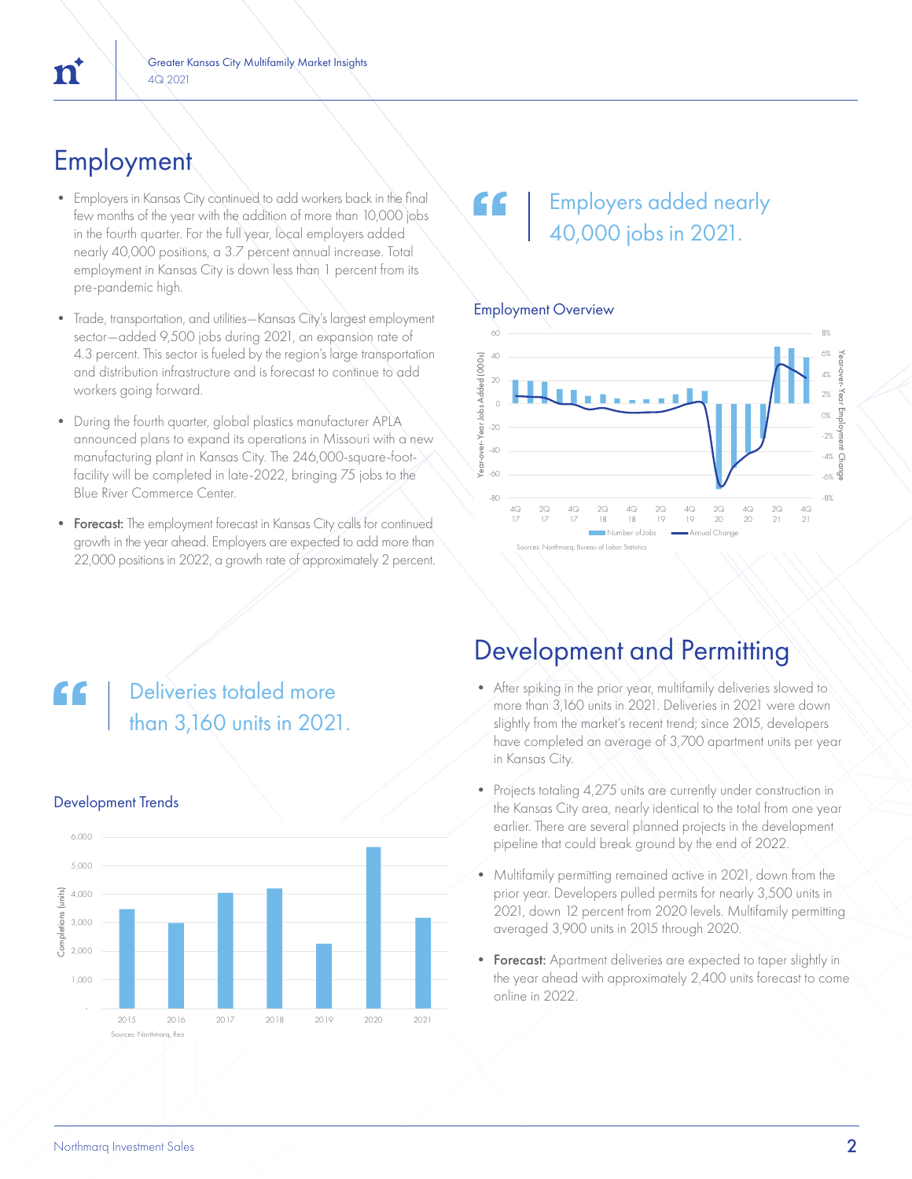## Employment

- Employers in Kansas City continued to add workers back in the final few months of the year with the addition of more than 10,000 jobs in the fourth quarter. For the full year, local employers added nearly 40,000 positions, a 3.7 percent annual increase. Total employment in Kansas City is down less than 1 percent from its pre-pandemic high.
- Trade, transportation, and utilities—Kansas City's largest employment sector—added 9,500 jobs during 2021, an expansion rate of 4.3 percent. This sector is fueled by the region's large transportation and distribution infrastructure and is forecast to continue to add workers going forward.
- During the fourth quarter, global plastics manufacturer APLA announced plans to expand its operations in Missouri with a new manufacturing plant in Kansas City. The 246,000-square-foot-facility will be completed in late-2022, bringing 75 jobs to the Blue River Commerce Center.
- **Forecast:** The employment forecast in Kansas City calls for continued growth in the year ahead. Employers are expected to add more than 22,000 positions in 2022, a growth rate of approximately 2 percent.

> Employers added nearly 40,000 jobs in 2021.

**Employment Overview**

Sources: Northmarq, Bureau of Labor Statistics

## Development and Permitting

- After spiking in the prior year, multifamily deliveries slowed to more than 3,160 units in 2021. Deliveries in 2021 were down slightly from the market's recent trend; since 2015, developers have completed an average of 3,700 apartment units per year in Kansas City.
- Projects totaling 4,275 units are currently under construction in the Kansas City area, nearly identical to the total from one year earlier. There are several planned projects in the development pipeline that could break ground by the end of 2022.
- Multifamily permitting remained active in 2021, down from the prior year. Developers pulled permits for nearly 3,500 units in 2021, down 12 percent from 2020 levels. Multifamily permitting averaged 3,900 units in 2015 through 2020.
- **Forecast:** Apartment deliveries are expected to taper slightly in the year ahead with approximately 2,400 units forecast to come online in 2022.

> Deliveries totaled more than 3,160 units in 2021.

**Development Trends**

Sources: Northmarq, Reis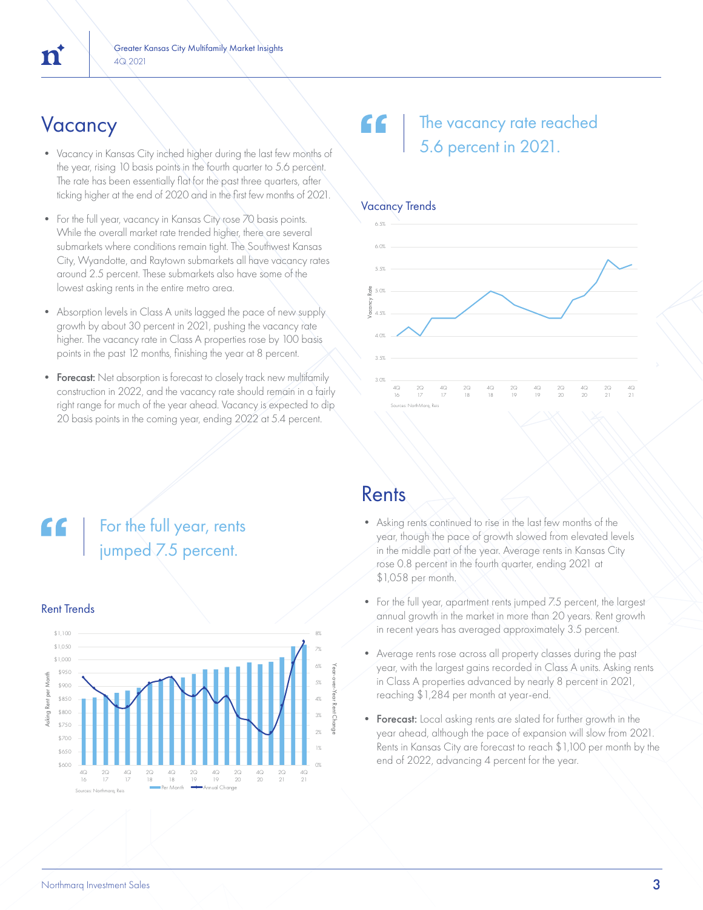## Vacancy

- Vacancy in Kansas City inched higher during the last few months of the year, rising 10 basis points in the fourth quarter to 5.6 percent. The rate has been essentially flat for the past three quarters, after ticking higher at the end of 2020 and in the first few months of 2021.
- For the full year, vacancy in Kansas City rose 70 basis points. While the overall market rate trended higher, there are several submarkets where conditions remain tight. The Southwest Kansas City, Wyandotte, and Raytown submarkets all have vacancy rates around 2.5 percent. These submarkets also have some of the lowest asking rents in the entire metro area.
- Absorption levels in Class A units lagged the pace of new supply growth by about 30 percent in 2021, pushing the vacancy rate higher. The vacancy rate in Class A properties rose by 100 basis points in the past 12 months, finishing the year at 8 percent.
- **Forecast:** Net absorption is forecast to closely track new multifamily construction in 2022, and the vacancy rate should remain in a fairly tight range for much of the year ahead. Vacancy is expected to dip 20 basis points in the coming year, ending 2022 at 5.4 percent.

> The vacancy rate reached 5.6 percent in 2021.

### Vacancy Trends

Sources: NorthMarq, Reis

> For the full year, rents jumped 7.5 percent.

### Rent Trends

Sources: Northmarq, Reis

## Rents

- Asking rents continued to rise in the last few months of the year, though the pace of growth slowed from elevated levels in the middle part of the year. Average rents in Kansas City rose 0.8 percent in the fourth quarter, ending 2021 at $1,058 per month.
- For the full year, apartment rents jumped 7.5 percent, the largest annual growth in the market in more than 20 years. Rent growth in recent years has averaged approximately 3.5 percent.
- Average rents rose across all property classes during the past year, with the largest gains recorded in Class A units. Asking rents in Class A properties advanced by nearly 8 percent in 2021, reaching $1,284 per month at year-end.
- **Forecast:** Local asking rents are slated for further growth in the year ahead, although the pace of expansion will slow from 2021. Rents in Kansas City are forecast to reach $1,100 per month by the end of 2022, advancing 4 percent for the year.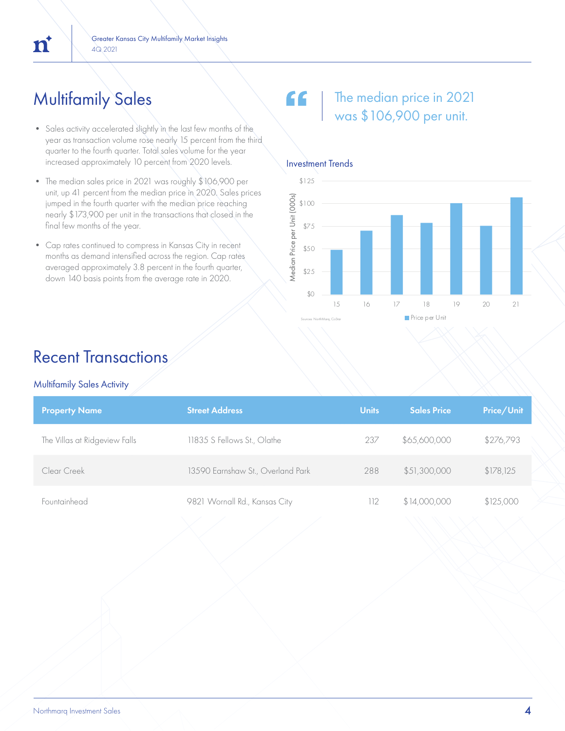# Multifamily Sales

- Sales activity accelerated slightly in the last few months of the year as transaction volume rose nearly 15 percent from the third quarter to the fourth quarter. Total sales volume for the year increased approximately 10 percent from 2020 levels.
- The median sales price in 2021 was roughly $106,900 per unit, up 41 percent from the median price in 2020. Sales prices jumped in the fourth quarter with the median price reaching nearly $173,900 per unit in the transactions that closed in the final few months of the year.
- Cap rates continued to compress in Kansas City in recent months as demand intensified across the region. Cap rates averaged approximately 3.8 percent in the fourth quarter, down 140 basis points from the average rate in 2020.

> The median price in 2021 was $106,900 per unit.

### Investment Trends

Median Price per Unit (000s)

| Year | Price per Unit |
|---|---|
| 15 | ~$49 |
| 16 | ~$70 |
| 17 | ~$87 |
| 18 | ~$78 |
| 19 | ~$100 |
| 20 | ~$75 |
| 21 | ~$107 |

Sources: NorthMarq, CoStar

# Recent Transactions

### Multifamily Sales Activity

| Property Name | Street Address | Units | Sales Price | Price/Unit |
|---|---|---|---|---|
| The Villas at Ridgeview Falls | 11835 S Fellows St., Olathe | 237 | $65,600,000 | $276,793 |
| Clear Creek | 13590 Earnshaw St., Overland Park | 288 | $51,300,000 | $178,125 |
| Fountainhead | 9821 Wornall Rd., Kansas City | 112 | $14,000,000 | $125,000 |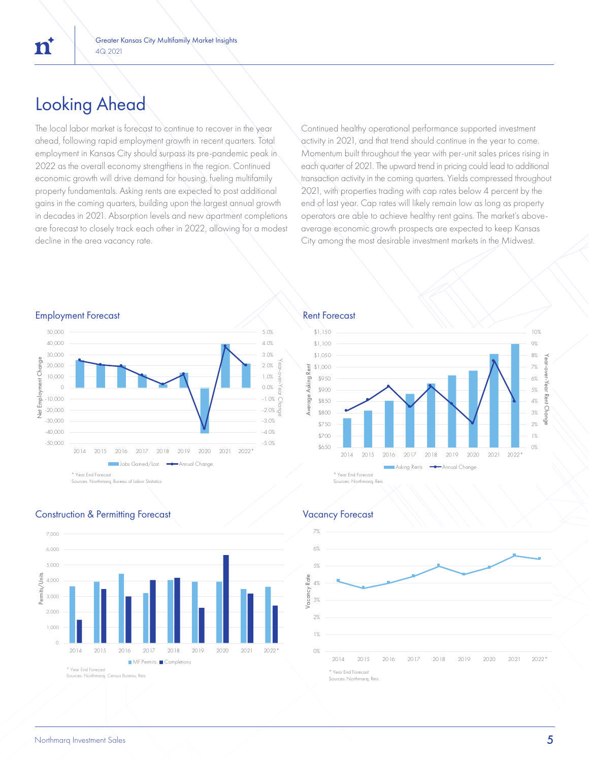## Looking Ahead

The local labor market is forecast to continue to recover in the year ahead, following rapid employment growth in recent quarters. Total employment in Kansas City should surpass its pre-pandemic peak in 2022 as the overall economy strengthens in the region. Continued economic growth will drive demand for housing, fueling multifamily property fundamentals. Asking rents are expected to post additional gains in the coming quarters, building upon the largest annual growth in decades in 2021. Absorption levels and new apartment completions are forecast to closely track each other in 2022, allowing for a modest decline in the area vacancy rate.

Continued healthy operational performance supported investment activity in 2021, and that trend should continue in the year to come. Momentum built throughout the year with per-unit sales prices rising in each quarter of 2021. The upward trend in pricing could lead to additional transaction activity in the coming quarters. Yields compressed throughout 2021, with properties trading with cap rates below 4 percent by the end of last year. Cap rates will likely remain low as long as property operators are able to achieve healthy rent gains. The market's above-average economic growth prospects are expected to keep Kansas City among the most desirable investment markets in the Midwest.

### Employment Forecast

* Year End Forecast
Sources: Northmarq, Bureau of Labor Statistics

### Rent Forecast

* Year End Forecast
Sources: Northmarq, Reis

### Construction & Permitting Forecast

* Year End Forecast
Sources: Northmarq, Census Bureau, Reis

### Vacancy Forecast

* Year End Forecast
Sources: Northmarq, Reis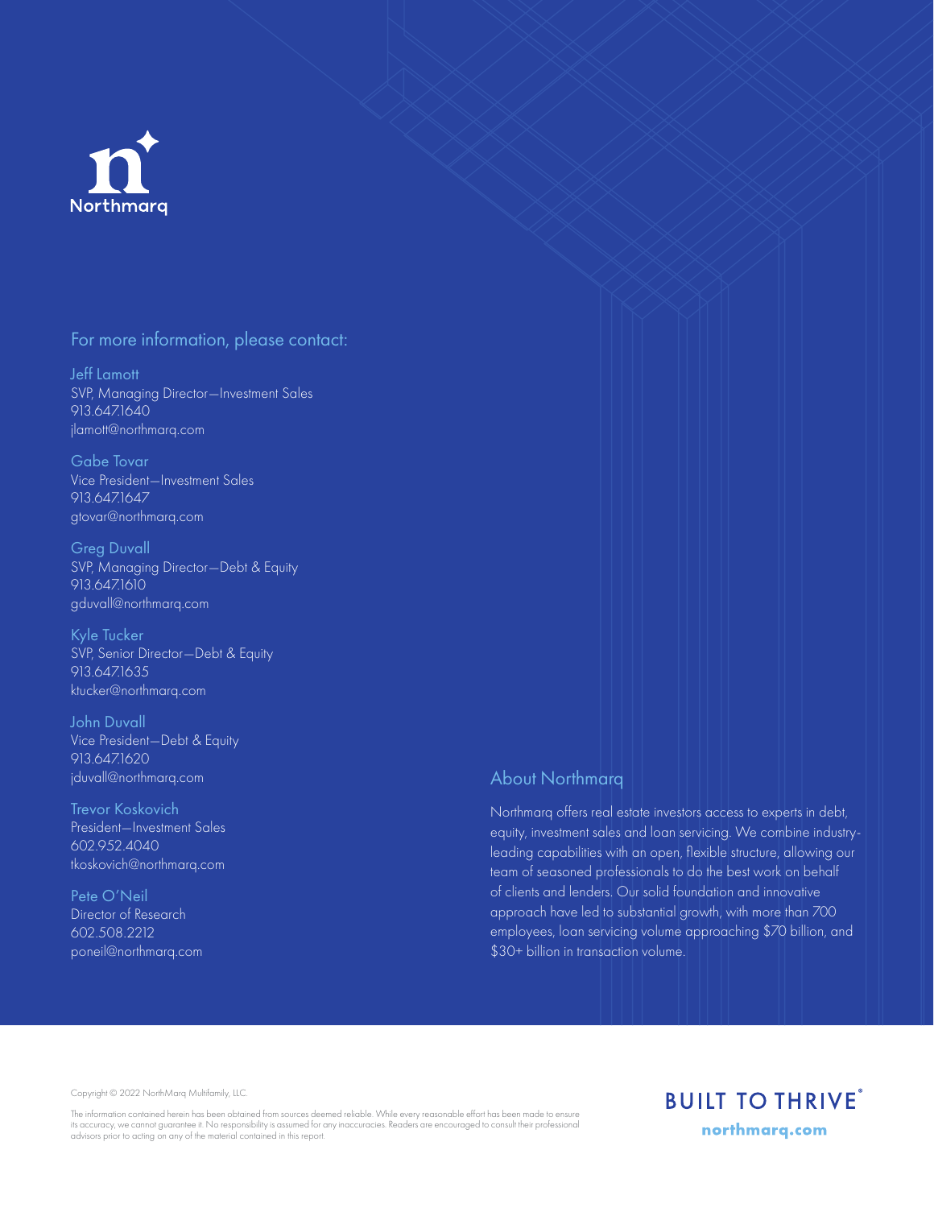Northmarq

## For more information, please contact:

**Jeff Lamott**
SVP, Managing Director—Investment Sales
913.647.1640
jlamott@northmarq.com

**Gabe Tovar**
Vice President—Investment Sales
913.647.1647
gtovar@northmarq.com

**Greg Duvall**
SVP, Managing Director—Debt & Equity
913.647.1610
gduvall@northmarq.com

**Kyle Tucker**
SVP, Senior Director—Debt & Equity
913.647.1635
ktucker@northmarq.com

**John Duvall**
Vice President—Debt & Equity
913.647.1620
jduvall@northmarq.com

**Trevor Koskovich**
President—Investment Sales
602.952.4040
tkoskovich@northmarq.com

**Pete O'Neil**
Director of Research
602.508.2212
poneil@northmarq.com

## About Northmarq

Northmarq offers real estate investors access to experts in debt, equity, investment sales and loan servicing. We combine industry-leading capabilities with an open, flexible structure, allowing our team of seasoned professionals to do the best work on behalf of clients and lenders. Our solid foundation and innovative approach have led to substantial growth, with more than 700 employees, loan servicing volume approaching $70 billion, and $30+ billion in transaction volume.

Copyright © 2022 NorthMarq Multifamily, LLC.

The information contained herein has been obtained from sources deemed reliable. While every reasonable effort has been made to ensure its accuracy, we cannot guarantee it. No responsibility is assumed for any inaccuracies. Readers are encouraged to consult their professional advisors prior to acting on any of the material contained in this report.

BUILT TO THRIVE®
northmarq.com